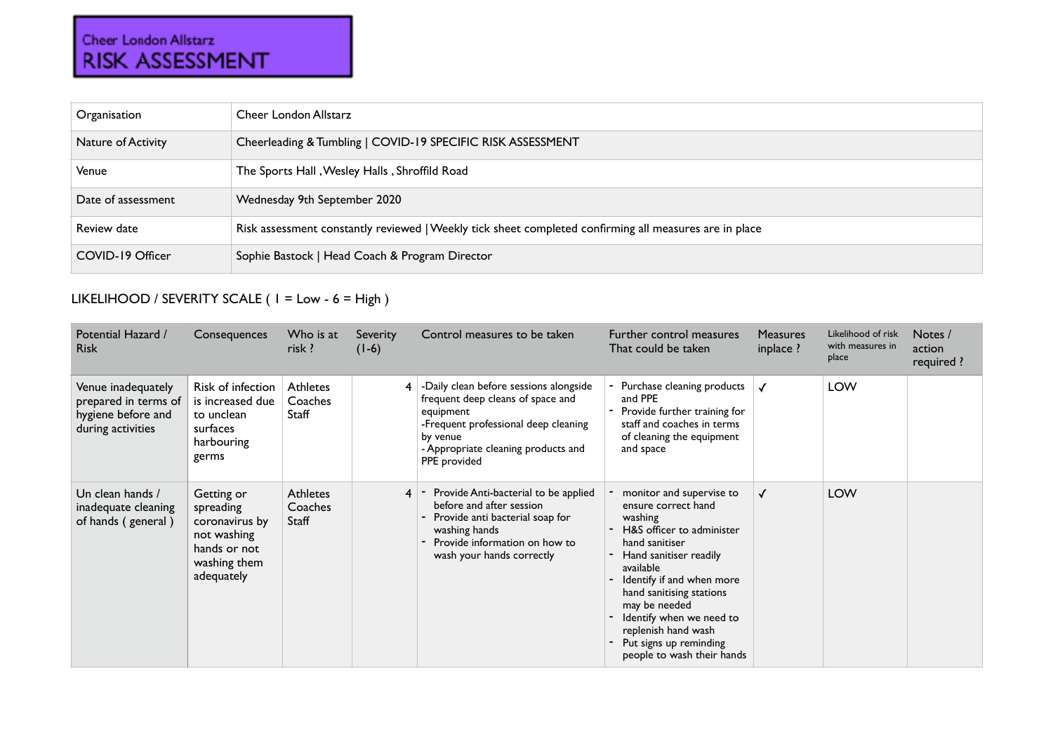# Cheer London Allstarz RISK ASSESSMENT

| Organisation | Cheer London Allstarz |
|---|---|
| Nature of Activity | Cheerleading & Tumbling \| COVID-19 SPECIFIC RISK ASSESSMENT |
| Venue | The Sports Hall , Wesley Halls , Shroffild Road |
| Date of assessment | Wednesday 9th September 2020 |
| Review date | Risk assessment constantly reviewed \| Weekly tick sheet completed confirming all measures are in place |
| COVID-19 Officer | Sophie Bastock \| Head Coach & Program Director |

LIKELIHOOD / SEVERITY SCALE ( 1 = Low - 6 = High )

| Potential Hazard / Risk | Consequences | Who is at risk ? | Severity (1-6) | Control measures to be taken | Further control measures That could be taken | Measures inplace ? | Likelihood of risk with measures in place | Notes / action required ? |
|---|---|---|---|---|---|---|---|---|
| Venue inadequately prepared in terms of hygiene before and during activities | Risk of infection is increased due to unclean surfaces harbouring germs | Athletes Coaches Staff | 4 | -Daily clean before sessions alongside frequent deep cleans of space and equipment<br>-Frequent professional deep cleaning by venue<br>- Appropriate cleaning products and PPE provided | - Purchase cleaning products and PPE<br>- Provide further training for staff and coaches in terms of cleaning the equipment and space | ✓ | LOW | |
| Un clean hands / inadequate cleaning of hands ( general ) | Getting or spreading coronavirus by not washing hands or not washing them adequately | Athletes Coaches Staff | 4 | - Provide Anti-bacterial to be applied before and after session<br>- Provide anti bacterial soap for washing hands<br>- Provide information on how to wash your hands correctly | - monitor and supervise to ensure correct hand washing<br>- H&S officer to administer hand sanitiser<br>- Hand sanitiser readily available<br>- Identify if and when more hand sanitising stations may be needed<br>- Identify when we need to replenish hand wash<br>- Put signs up reminding people to wash their hands | ✓ | LOW | |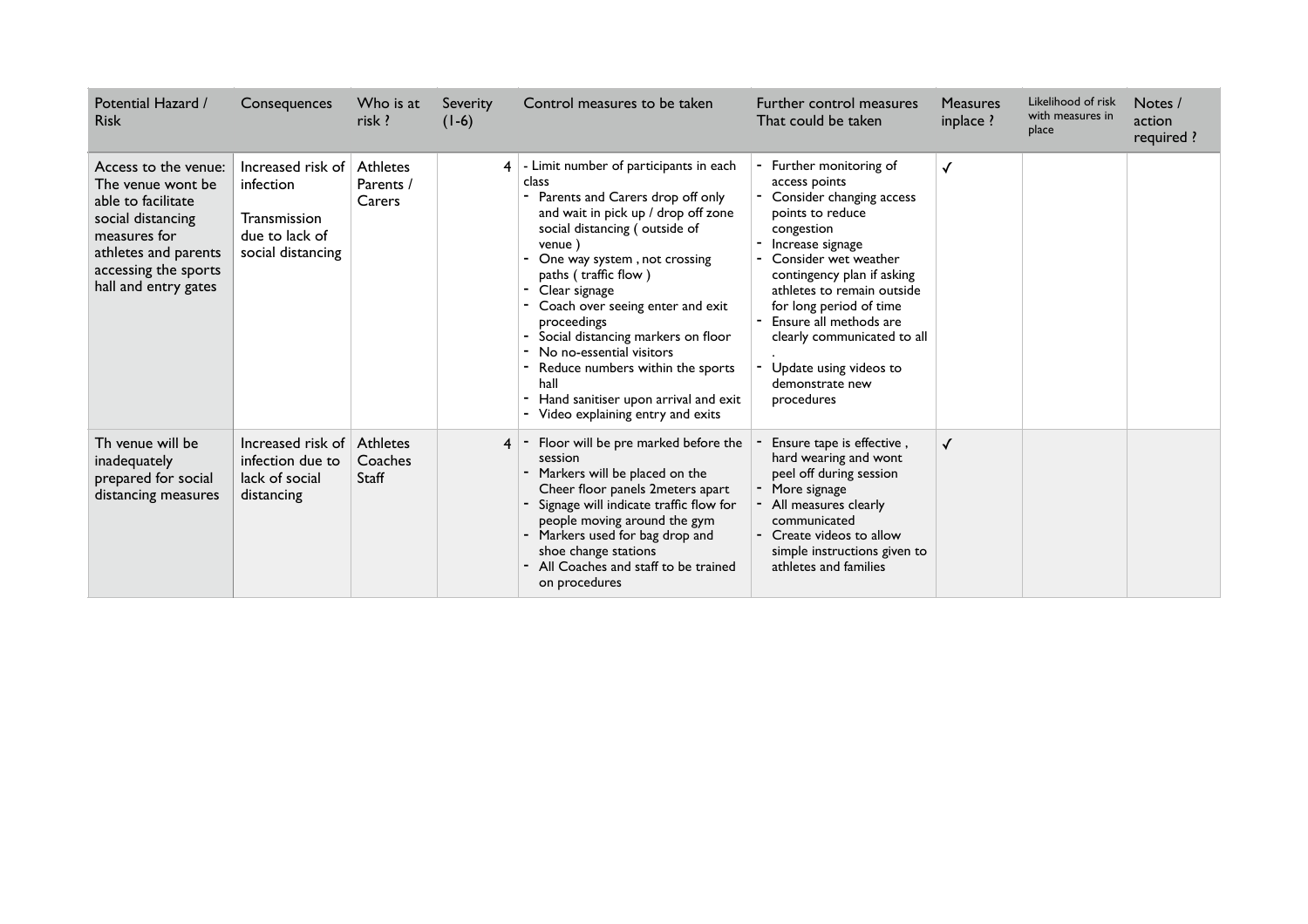| Potential Hazard / Risk | Consequences | Who is at risk ? | Severity (1-6) | Control measures to be taken | Further control measures That could be taken | Measures inplace ? | Likelihood of risk with measures in place | Notes / action required ? |
|---|---|---|---|---|---|---|---|---|
| Access to the venue: The venue wont be able to facilitate social distancing measures for athletes and parents accessing the sports hall and entry gates | Increased risk of infection<br><br>Transmission due to lack of social distancing | Athletes Parents / Carers | 4 | - Limit number of participants in each class<br>- Parents and Carers drop off only and wait in pick up / drop off zone social distancing ( outside of venue )<br>- One way system , not crossing paths ( traffic flow )<br>- Clear signage<br>- Coach over seeing enter and exit proceedings<br>- Social distancing markers on floor<br>- No no-essential visitors<br>- Reduce numbers within the sports hall<br>- Hand sanitiser upon arrival and exit<br>- Video explaining entry and exits | - Further monitoring of access points<br>- Consider changing access points to reduce congestion<br>- Increase signage<br>- Consider wet weather contingency plan if asking athletes to remain outside for long period of time<br>- Ensure all methods are clearly communicated to all .<br>- Update using videos to demonstrate new procedures | ✓ | | |
| Th venue will be inadequately prepared for social distancing measures | Increased risk of infection due to lack of social distancing | Athletes Coaches Staff | 4 | - Floor will be pre marked before the session<br>- Markers will be placed on the Cheer floor panels 2meters apart<br>- Signage will indicate traffic flow for people moving around the gym<br>- Markers used for bag drop and shoe change stations<br>- All Coaches and staff to be trained on procedures | - Ensure tape is effective , hard wearing and wont peel off during session<br>- More signage<br>- All measures clearly communicated<br>- Create videos to allow simple instructions given to athletes and families | ✓ | | |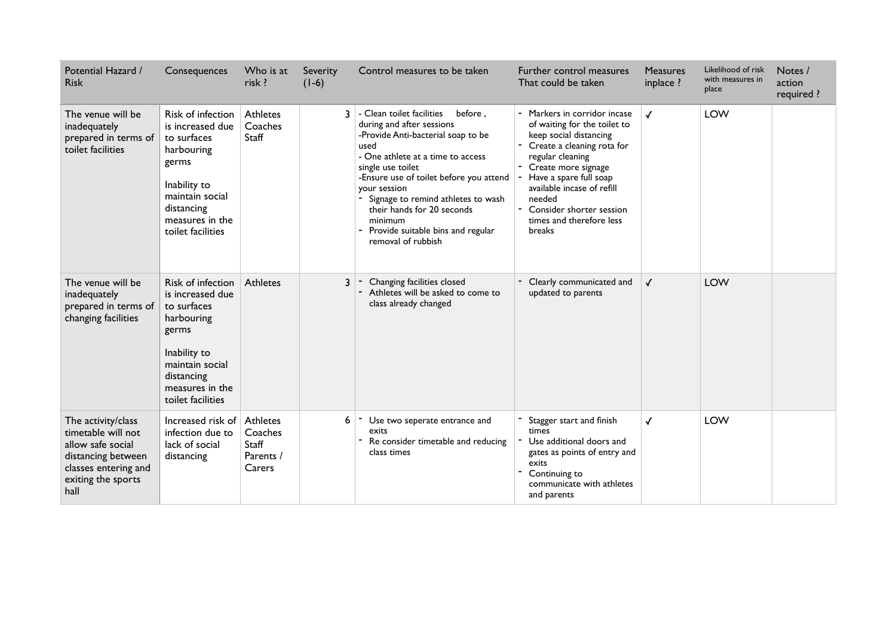| Potential Hazard / Risk | Consequences | Who is at risk ? | Severity (1-6) | Control measures to be taken | Further control measures That could be taken | Measures inplace ? | Likelihood of risk with measures in place | Notes / action required ? |
|---|---|---|---|---|---|---|---|---|
| The venue will be inadequately prepared in terms of toilet facilities | Risk of infection is increased due to surfaces harbouring germs<br><br>Inability to maintain social distancing measures in the toilet facilities | Athletes<br>Coaches<br>Staff | 3 | - Clean toilet facilities before , during and after sessions<br>-Provide Anti-bacterial soap to be used<br>- One athlete at a time to access single use toilet<br>-Ensure use of toilet before you attend your session<br>- Signage to remind athletes to wash their hands for 20 seconds minimum<br>- Provide suitable bins and regular removal of rubbish | - Markers in corridor incase of waiting for the toilet to keep social distancing<br>- Create a cleaning rota for regular cleaning<br>- Create more signage<br>- Have a spare full soap available incase of refill needed<br>- Consider shorter session times and therefore less breaks | ✓ | LOW | |
| The venue will be inadequately prepared in terms of changing facilities | Risk of infection is increased due to surfaces harbouring germs<br><br>Inability to maintain social distancing measures in the toilet facilities | Athletes | 3 | - Changing facilities closed<br>- Athletes will be asked to come to class already changed | - Clearly communicated and updated to parents | ✓ | LOW | |
| The activity/class timetable will not allow safe social distancing between classes entering and exiting the sports hall | Increased risk of infection due to lack of social distancing | Athletes<br>Coaches<br>Staff<br>Parents / Carers | 6 | - Use two seperate entrance and exits<br>- Re consider timetable and reducing class times | - Stagger start and finish times<br>- Use additional doors and gates as points of entry and exits<br>- Continuing to communicate with athletes and parents | ✓ | LOW | |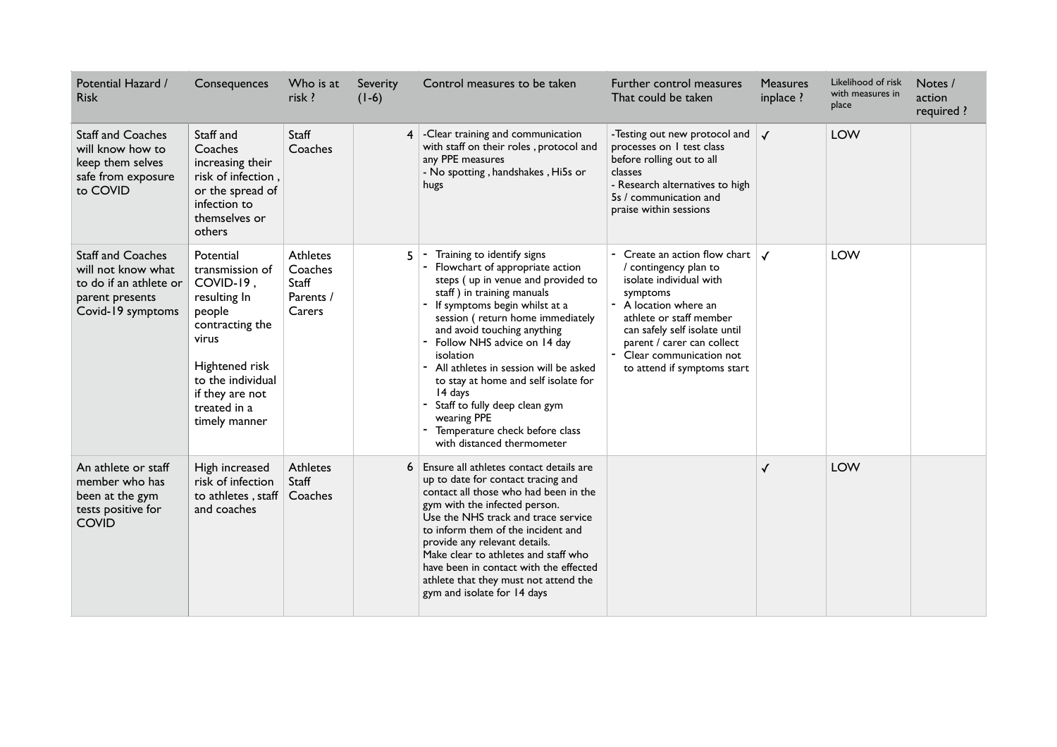| Potential Hazard / Risk | Consequences | Who is at risk ? | Severity (1-6) | Control measures to be taken | Further control measures That could be taken | Measures inplace ? | Likelihood of risk with measures in place | Notes / action required ? |
|---|---|---|---|---|---|---|---|---|
| Staff and Coaches will know how to keep them selves safe from exposure to COVID | Staff and Coaches increasing their risk of infection , or the spread of infection to themselves or others | Staff Coaches | 4 | -Clear training and communication with staff on their roles , protocol and any PPE measures<br>- No spotting , handshakes , Hi5s or hugs | -Testing out new protocol and processes on 1 test class before rolling out to all classes<br>- Research alternatives to high 5s / communication and praise within sessions | ✓ | LOW | |
| Staff and Coaches will not know what to do if an athlete or parent presents Covid-19 symptoms | Potential transmission of COVID-19 , resulting In people contracting the virus<br><br>Hightened risk to the individual if they are not treated in a timely manner | Athletes Coaches Staff Parents / Carers | 5 | - Training to identify signs<br>- Flowchart of appropriate action steps ( up in venue and provided to staff ) in training manuals<br>- If symptoms begin whilst at a session ( return home immediately and avoid touching anything<br>- Follow NHS advice on 14 day isolation<br>- All athletes in session will be asked to stay at home and self isolate for 14 days<br>- Staff to fully deep clean gym wearing PPE<br>- Temperature check before class with distanced thermometer | - Create an action flow chart / contingency plan to isolate individual with symptoms<br>- A location where an athlete or staff member can safely self isolate until parent / carer can collect<br>- Clear communication not to attend if symptoms start | ✓ | LOW | |
| An athlete or staff member who has been at the gym tests positive for COVID | High increased risk of infection to athletes , staff and coaches | Athletes Staff Coaches | 6 | Ensure all athletes contact details are up to date for contact tracing and contact all those who had been in the gym with the infected person.<br>Use the NHS track and trace service to inform them of the incident and provide any relevant details.<br>Make clear to athletes and staff who have been in contact with the effected athlete that they must not attend the gym and isolate for 14 days | | ✓ | LOW | |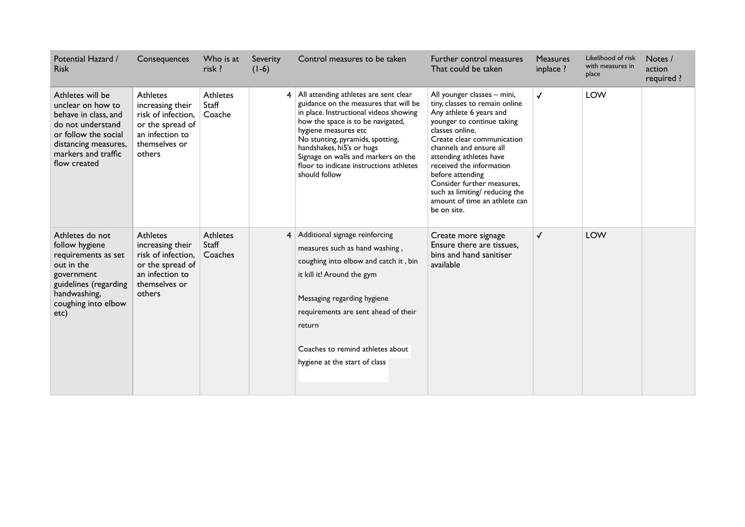| Potential Hazard / Risk | Consequences | Who is at risk ? | Severity (1-6) | Control measures to be taken | Further control measures That could be taken | Measures inplace ? | Likelihood of risk with measures in place | Notes / action required ? |
|---|---|---|---|---|---|---|---|---|
| Athletes will be unclear on how to behave in class, and do not understand or follow the social distancing measures, markers and traffic flow created | Athletes increasing their risk of infection, or the spread of an infection to themselves or others | Athletes Staff Coache | 4 | All attending athletes are sent clear guidance on the measures that will be in place. Instructional videos showing how the space is to be navigated, hygiene measures etc<br>No stunting, pyramids, spotting, handshakes, hi5's or hugs<br>Signage on walls and markers on the floor to indicate instructions athletes should follow | All younger classes – mini, tiny, classes to remain online Any athlete 6 years and younger to continue taking classes online.<br>Create clear communication channels and ensure all attending athletes have received the information before attending<br>Consider further measures, such as limiting/ reducing the amount of time an athlete can be on site. | ✓ | LOW | |
| Athletes do not follow hygiene requirements as set out in the government guidelines (regarding handwashing, coughing into elbow etc) | Athletes increasing their risk of infection, or the spread of an infection to themselves or others | Athletes Staff Coaches | 4 | Additional signage reinforcing measures such as hand washing , coughing into elbow and catch it , bin it kill it! Around the gym<br><br>Messaging regarding hygiene requirements are sent ahead of their return<br><br>Coaches to remind athletes about hygiene at the start of class | Create more signage<br>Ensure there are tissues, bins and hand sanitiser available | ✓ | LOW | |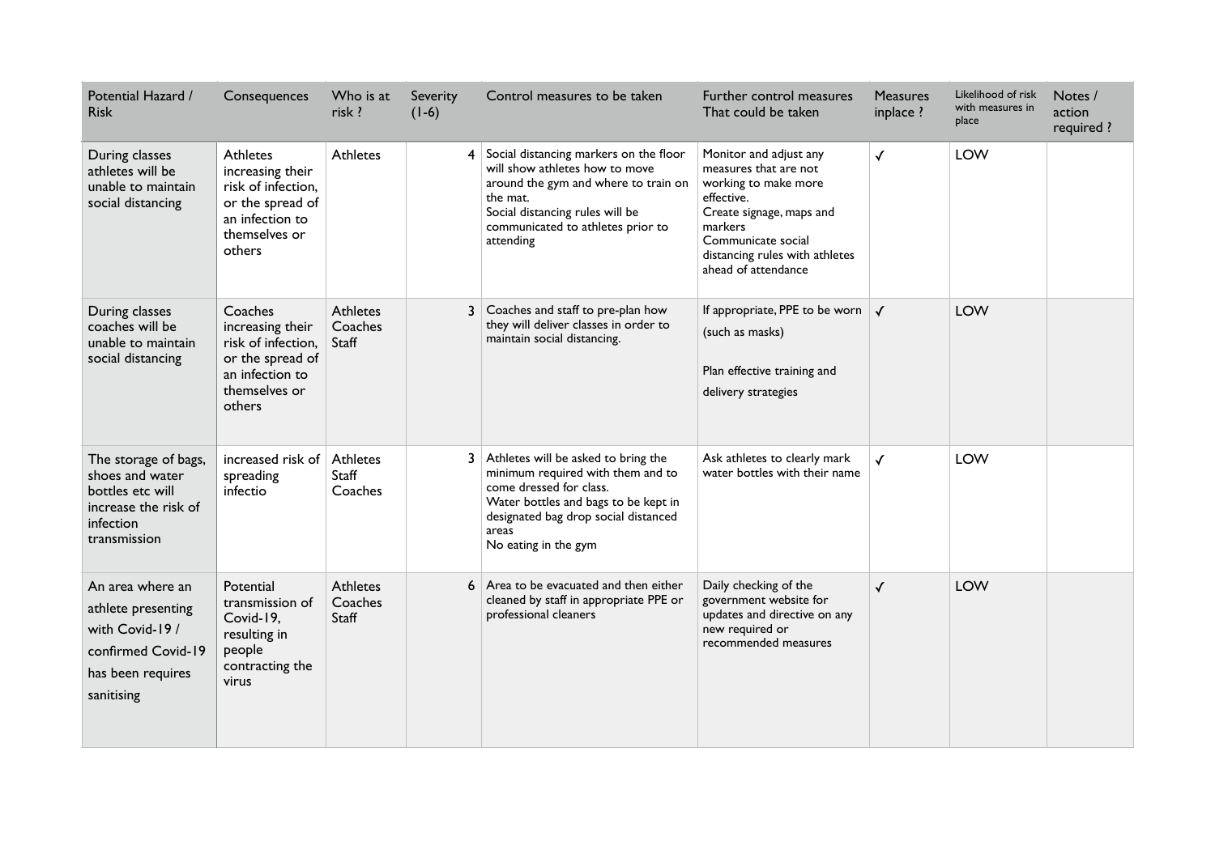| Potential Hazard / Risk | Consequences | Who is at risk ? | Severity (1-6) | Control measures to be taken | Further control measures That could be taken | Measures inplace ? | Likelihood of risk with measures in place | Notes / action required ? |
|---|---|---|---|---|---|---|---|---|
| During classes athletes will be unable to maintain social distancing | Athletes increasing their risk of infection, or the spread of an infection to themselves or others | Athletes | 4 | Social distancing markers on the floor will show athletes how to move around the gym and where to train on the mat.<br>Social distancing rules will be communicated to athletes prior to attending | Monitor and adjust any measures that are not working to make more effective.<br>Create signage, maps and markers<br>Communicate social distancing rules with athletes ahead of attendance | ✓ | LOW | |
| During classes coaches will be unable to maintain social distancing | Coaches increasing their risk of infection, or the spread of an infection to themselves or others | Athletes<br>Coaches<br>Staff | 3 | Coaches and staff to pre-plan how they will deliver classes in order to maintain social distancing. | If appropriate, PPE to be worn (such as masks)<br><br>Plan effective training and delivery strategies | ✓ | LOW | |
| The storage of bags, shoes and water bottles etc will increase the risk of infection transmission | increased risk of spreading infectio | Athletes<br>Staff<br>Coaches | 3 | Athletes will be asked to bring the minimum required with them and to come dressed for class.<br>Water bottles and bags to be kept in designated bag drop social distanced areas<br>No eating in the gym | Ask athletes to clearly mark water bottles with their name | ✓ | LOW | |
| An area where an athlete presenting with Covid-19 / confirmed Covid-19 has been requires sanitising | Potential transmission of Covid-19, resulting in people contracting the virus | Athletes<br>Coaches<br>Staff | 6 | Area to be evacuated and then either cleaned by staff in appropriate PPE or professional cleaners | Daily checking of the government website for updates and directive on any new required or recommended measures | ✓ | LOW | |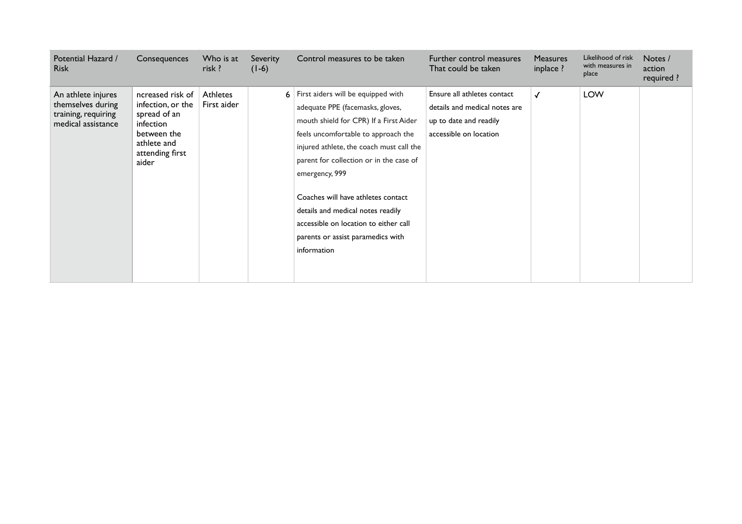| Potential Hazard / Risk | Consequences | Who is at risk ? | Severity (1-6) | Control measures to be taken | Further control measures That could be taken | Measures inplace ? | Likelihood of risk with measures in place | Notes / action required ? |
|---|---|---|---|---|---|---|---|---|
| An athlete injures themselves during training, requiring medical assistance | ncreased risk of infection, or the spread of an infection between the athlete and attending first aider | Athletes First aider | 6 | First aiders will be equipped with adequate PPE (facemasks, gloves, mouth shield for CPR) If a First Aider feels uncomfortable to approach the injured athlete, the coach must call the parent for collection or in the case of emergency, 999<br><br>Coaches will have athletes contact details and medical notes readily accessible on location to either call parents or assist paramedics with information | Ensure all athletes contact details and medical notes are up to date and readily accessible on location | ✓ | LOW | |